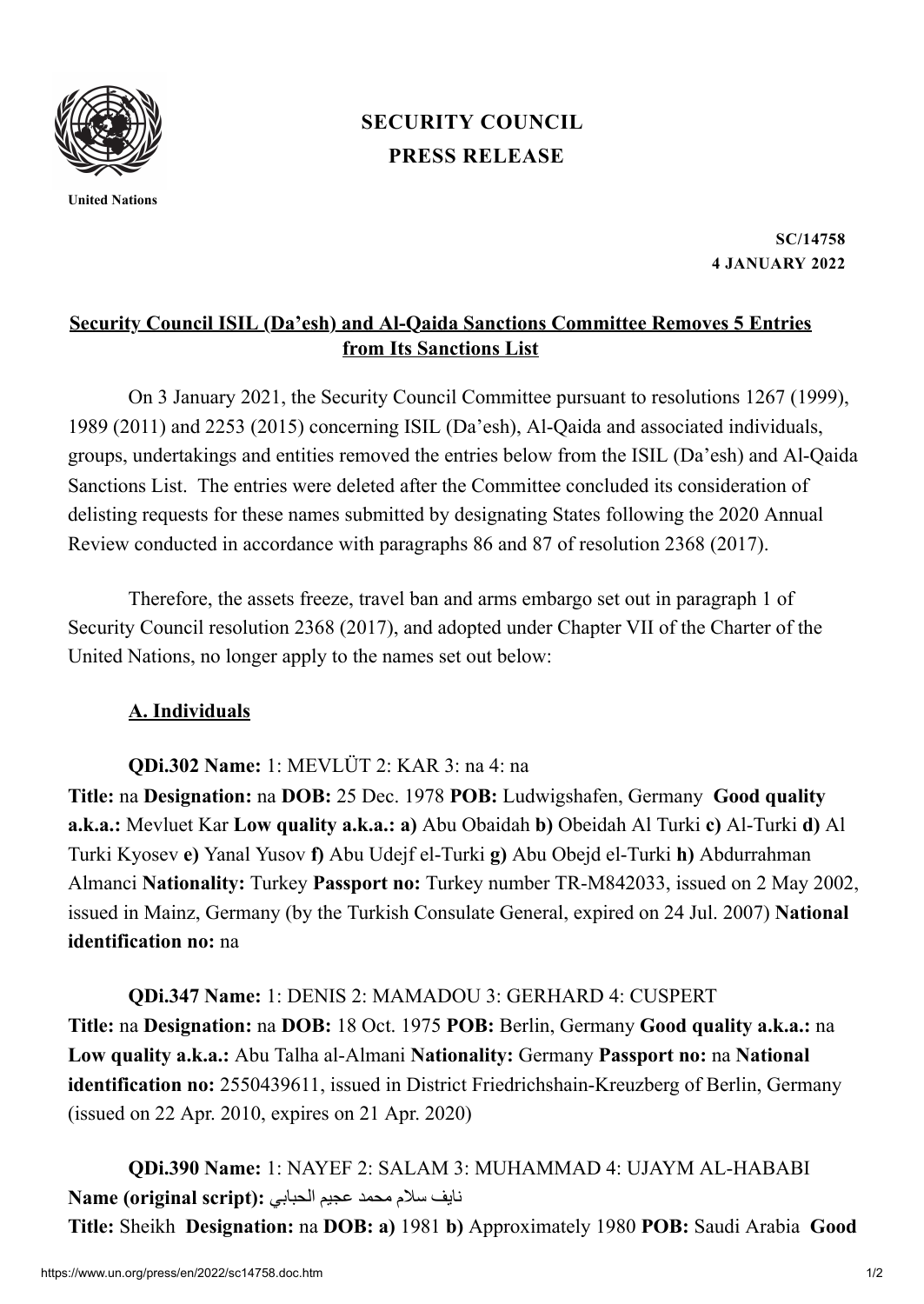United Nations

# SECURITY COUNCIL
# PRESS RELEASE

**SC/14758**
**4 JANUARY 2022**

## Security Council ISIL (Da'esh) and Al-Qaida Sanctions Committee Removes 5 Entries from Its Sanctions List

On 3 January 2021, the Security Council Committee pursuant to resolutions 1267 (1999), 1989 (2011) and 2253 (2015) concerning ISIL (Da'esh), Al-Qaida and associated individuals, groups, undertakings and entities removed the entries below from the ISIL (Da'esh) and Al-Qaida Sanctions List. The entries were deleted after the Committee concluded its consideration of delisting requests for these names submitted by designating States following the 2020 Annual Review conducted in accordance with paragraphs 86 and 87 of resolution 2368 (2017).

Therefore, the assets freeze, travel ban and arms embargo set out in paragraph 1 of Security Council resolution 2368 (2017), and adopted under Chapter VII of the Charter of the United Nations, no longer apply to the names set out below:

### A. Individuals

**QDi.302 Name:** 1: MEVLÜT 2: KAR 3: na 4: na
**Title:** na **Designation:** na **DOB:** 25 Dec. 1978 **POB:** Ludwigshafen, Germany **Good quality a.k.a.:** Mevluet Kar **Low quality a.k.a.: a)** Abu Obaidah **b)** Obeidah Al Turki **c)** Al-Turki **d)** Al Turki Kyosev **e)** Yanal Yusov **f)** Abu Udejf el-Turki **g)** Abu Obejd el-Turki **h)** Abdurrahman Almanci **Nationality:** Turkey **Passport no:** Turkey number TR-M842033, issued on 2 May 2002, issued in Mainz, Germany (by the Turkish Consulate General, expired on 24 Jul. 2007) **National identification no:** na

**QDi.347 Name:** 1: DENIS 2: MAMADOU 3: GERHARD 4: CUSPERT
**Title:** na **Designation:** na **DOB:** 18 Oct. 1975 **POB:** Berlin, Germany **Good quality a.k.a.:** na **Low quality a.k.a.:** Abu Talha al-Almani **Nationality:** Germany **Passport no:** na **National identification no:** 2550439611, issued in District Friedrichshain-Kreuzberg of Berlin, Germany (issued on 22 Apr. 2010, expires on 21 Apr. 2020)

**QDi.390 Name:** 1: NAYEF 2: SALAM 3: MUHAMMAD 4: UJAYM AL-HABABI
**Name (original script):** نايف سلام محمد عجيم الحبابي
**Title:** Sheikh **Designation:** na **DOB: a)** 1981 **b)** Approximately 1980 **POB:** Saudi Arabia **Good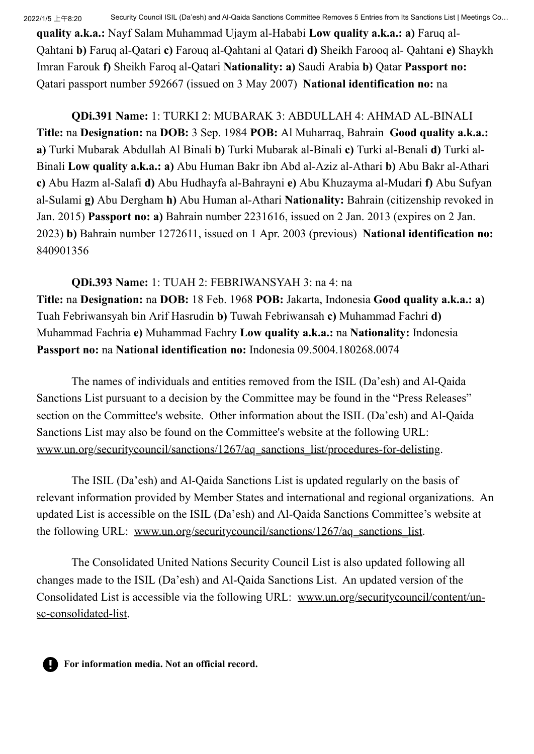**quality a.k.a.:** Nayf Salam Muhammad Ujaym al-Hababi **Low quality a.k.a.: a)** Faruq al-Qahtani **b)** Faruq al-Qatari **c)** Farouq al-Qahtani al Qatari **d)** Sheikh Farooq al- Qahtani **e)** Shaykh Imran Farouk **f)** Sheikh Faroq al-Qatari **Nationality: a)** Saudi Arabia **b)** Qatar **Passport no:** Qatari passport number 592667 (issued on 3 May 2007) **National identification no:** na

**QDi.391 Name:** 1: TURKI 2: MUBARAK 3: ABDULLAH 4: AHMAD AL-BINALI **Title:** na **Designation:** na **DOB:** 3 Sep. 1984 **POB:** Al Muharraq, Bahrain **Good quality a.k.a.: a)** Turki Mubarak Abdullah Al Binali **b)** Turki Mubarak al-Binali **c)** Turki al-Benali **d)** Turki al-Binali **Low quality a.k.a.: a)** Abu Human Bakr ibn Abd al-Aziz al-Athari **b)** Abu Bakr al-Athari **c)** Abu Hazm al-Salafi **d)** Abu Hudhayfa al-Bahrayni **e)** Abu Khuzayma al-Mudari **f)** Abu Sufyan al-Sulami **g)** Abu Dergham **h)** Abu Human al-Athari **Nationality:** Bahrain (citizenship revoked in Jan. 2015) **Passport no: a)** Bahrain number 2231616, issued on 2 Jan. 2013 (expires on 2 Jan. 2023) **b)** Bahrain number 1272611, issued on 1 Apr. 2003 (previous) **National identification no:** 840901356

**QDi.393 Name:** 1: TUAH 2: FEBRIWANSYAH 3: na 4: na **Title:** na **Designation:** na **DOB:** 18 Feb. 1968 **POB:** Jakarta, Indonesia **Good quality a.k.a.: a)** Tuah Febriwansyah bin Arif Hasrudin **b)** Tuwah Febriwansah **c)** Muhammad Fachri **d)** Muhammad Fachria **e)** Muhammad Fachry **Low quality a.k.a.:** na **Nationality:** Indonesia **Passport no:** na **National identification no:** Indonesia 09.5004.180268.0074

The names of individuals and entities removed from the ISIL (Da'esh) and Al-Qaida Sanctions List pursuant to a decision by the Committee may be found in the "Press Releases" section on the Committee's website. Other information about the ISIL (Da'esh) and Al-Qaida Sanctions List may also be found on the Committee's website at the following URL: www.un.org/securitycouncil/sanctions/1267/aq_sanctions_list/procedures-for-delisting.

The ISIL (Da'esh) and Al-Qaida Sanctions List is updated regularly on the basis of relevant information provided by Member States and international and regional organizations. An updated List is accessible on the ISIL (Da'esh) and Al-Qaida Sanctions Committee's website at the following URL: www.un.org/securitycouncil/sanctions/1267/aq_sanctions_list.

The Consolidated United Nations Security Council List is also updated following all changes made to the ISIL (Da'esh) and Al-Qaida Sanctions List. An updated version of the Consolidated List is accessible via the following URL: www.un.org/securitycouncil/content/un-sc-consolidated-list.

**For information media. Not an official record.**